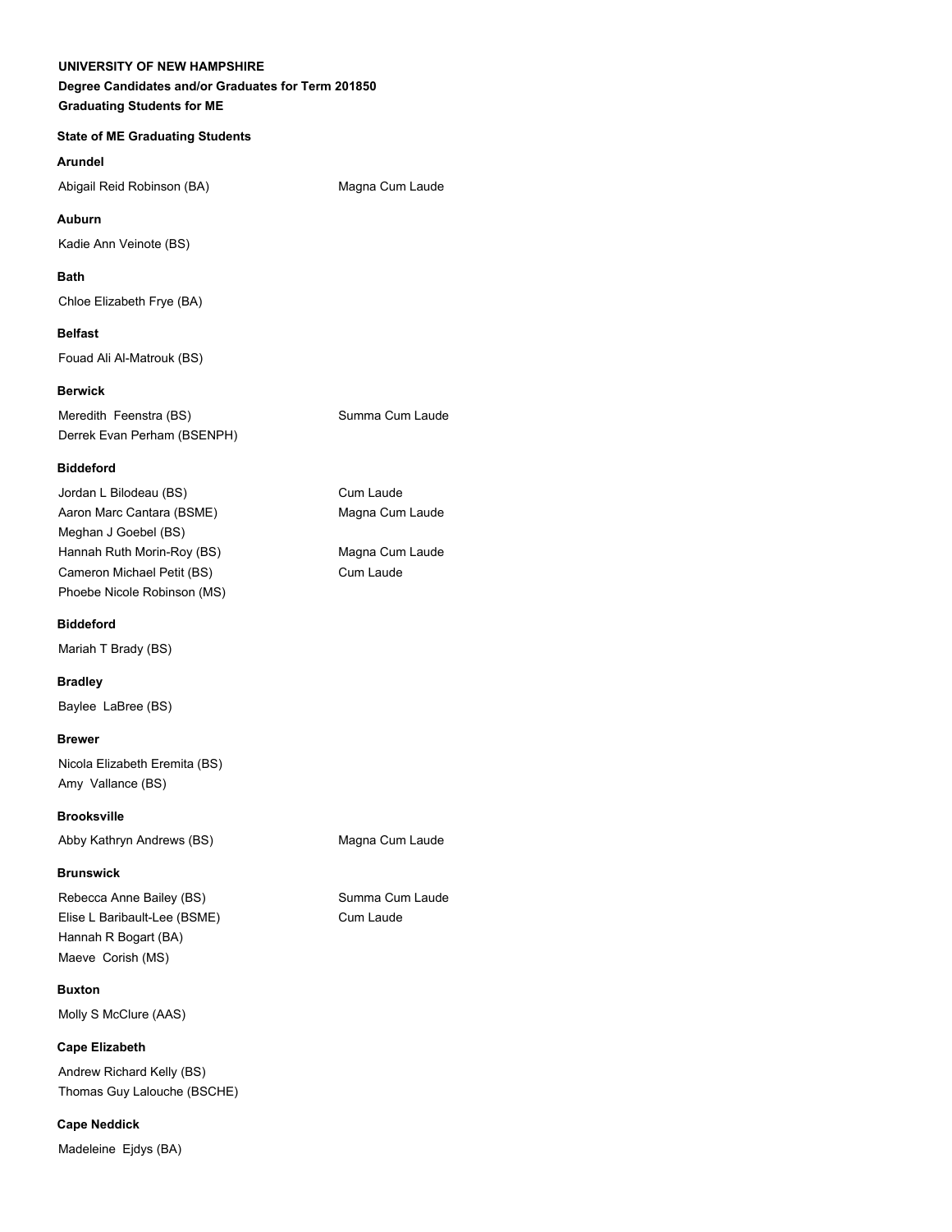**UNIVERSITY OF NEW HAMPSHIRE**

**Degree Candidates and/or Graduates for Term 201850**

**Graduating Students for ME**

**State of ME Graduating Students**

**Arundel**

| | |
|---|---|
| Abigail Reid Robinson (BA) | Magna Cum Laude |

**Auburn**

Kadie Ann Veinote (BS)

**Bath**

Chloe Elizabeth Frye (BA)

**Belfast**

Fouad Ali Al-Matrouk (BS)

**Berwick**

| | |
|---|---|
| Meredith Feenstra (BS) | Summa Cum Laude |
| Derrek Evan Perham (BSENPH) | |

**Biddeford**

| | |
|---|---|
| Jordan L Bilodeau (BS) | Cum Laude |
| Aaron Marc Cantara (BSME) | Magna Cum Laude |
| Meghan J Goebel (BS) | |
| Hannah Ruth Morin-Roy (BS) | Magna Cum Laude |
| Cameron Michael Petit (BS) | Cum Laude |
| Phoebe Nicole Robinson (MS) | |

**Biddeford**

Mariah T Brady (BS)

**Bradley**

Baylee LaBree (BS)

**Brewer**

Nicola Elizabeth Eremita (BS)
Amy Vallance (BS)

**Brooksville**

| | |
|---|---|
| Abby Kathryn Andrews (BS) | Magna Cum Laude |

**Brunswick**

| | |
|---|---|
| Rebecca Anne Bailey (BS) | Summa Cum Laude |
| Elise L Baribault-Lee (BSME) | Cum Laude |
| Hannah R Bogart (BA) | |
| Maeve Corish (MS) | |

**Buxton**

Molly S McClure (AAS)

**Cape Elizabeth**

Andrew Richard Kelly (BS)
Thomas Guy Lalouche (BSCHE)

**Cape Neddick**

Madeleine Ejdys (BA)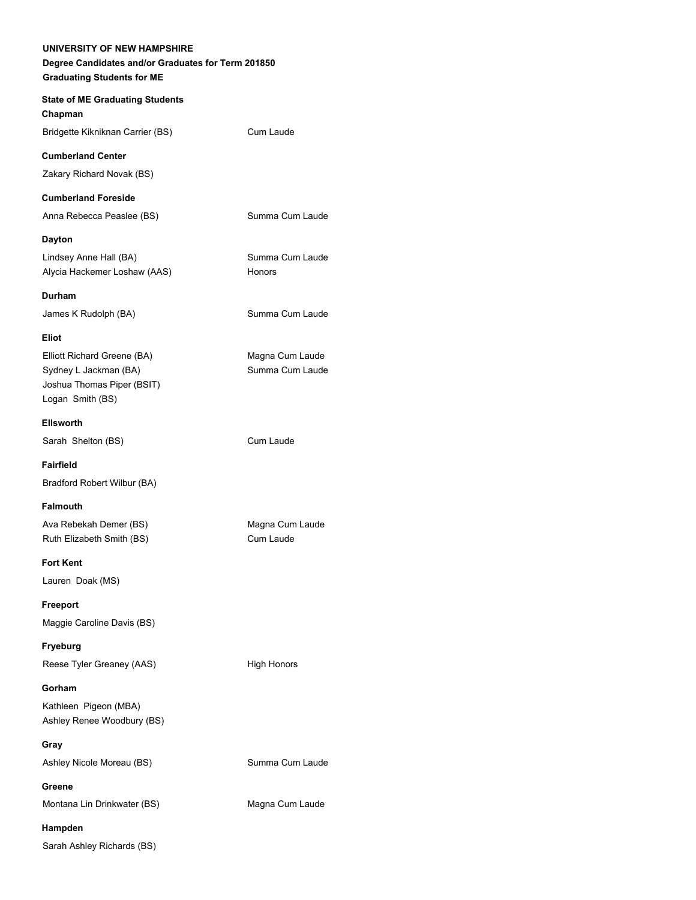**UNIVERSITY OF NEW HAMPSHIRE**

**Degree Candidates and/or Graduates for Term 201850**

**Graduating Students for ME**

**State of ME Graduating Students**

**Chapman**

| | |
|---|---|
| Bridgette Kikniknan Carrier (BS) | Cum Laude |

**Cumberland Center**

| | |
|---|---|
| Zakary Richard Novak (BS) | |

**Cumberland Foreside**

| | |
|---|---|
| Anna Rebecca Peaslee (BS) | Summa Cum Laude |

**Dayton**

| | |
|---|---|
| Lindsey Anne Hall (BA) | Summa Cum Laude |
| Alycia Hackemer Loshaw (AAS) | Honors |

**Durham**

| | |
|---|---|
| James K Rudolph (BA) | Summa Cum Laude |

**Eliot**

| | |
|---|---|
| Elliott Richard Greene (BA) | Magna Cum Laude |
| Sydney L Jackman (BA) | Summa Cum Laude |
| Joshua Thomas Piper (BSIT) | |
| Logan Smith (BS) | |

**Ellsworth**

| | |
|---|---|
| Sarah Shelton (BS) | Cum Laude |

**Fairfield**

| | |
|---|---|
| Bradford Robert Wilbur (BA) | |

**Falmouth**

| | |
|---|---|
| Ava Rebekah Demer (BS) | Magna Cum Laude |
| Ruth Elizabeth Smith (BS) | Cum Laude |

**Fort Kent**

| | |
|---|---|
| Lauren Doak (MS) | |

**Freeport**

| | |
|---|---|
| Maggie Caroline Davis (BS) | |

**Fryeburg**

| | |
|---|---|
| Reese Tyler Greaney (AAS) | High Honors |

**Gorham**

| | |
|---|---|
| Kathleen Pigeon (MBA) | |
| Ashley Renee Woodbury (BS) | |

**Gray**

| | |
|---|---|
| Ashley Nicole Moreau (BS) | Summa Cum Laude |

**Greene**

| | |
|---|---|
| Montana Lin Drinkwater (BS) | Magna Cum Laude |

**Hampden**

| | |
|---|---|
| Sarah Ashley Richards (BS) | |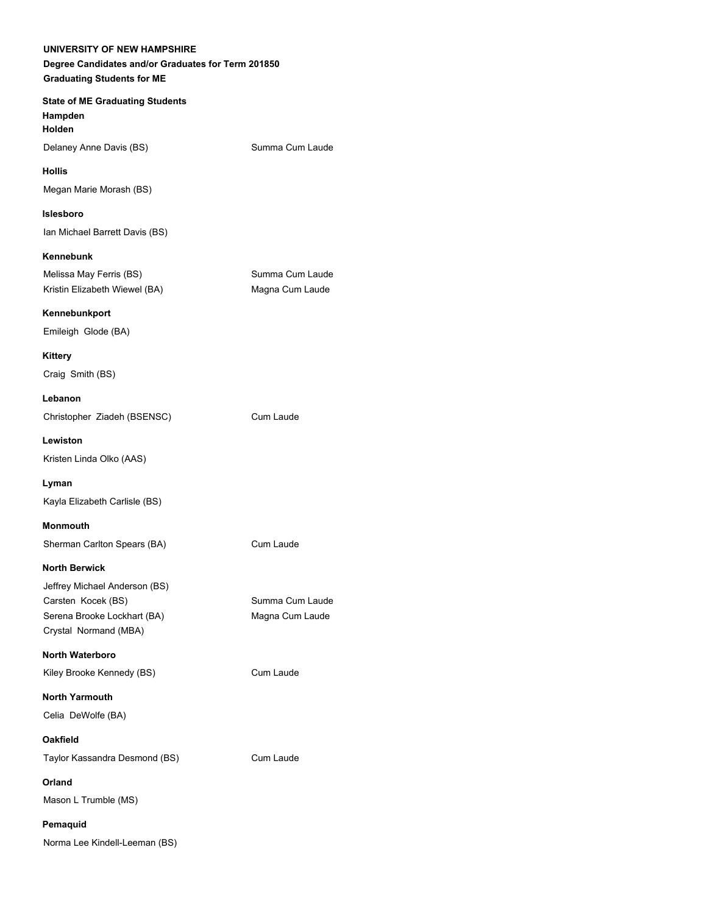**UNIVERSITY OF NEW HAMPSHIRE**

**Degree Candidates and/or Graduates for Term 201850**

**Graduating Students for ME**

**State of ME Graduating Students**

**Hampden**

**Holden**

| | |
|---|---|
| Delaney Anne Davis (BS) | Summa Cum Laude |

**Hollis**

Megan Marie Morash (BS)

**Islesboro**

Ian Michael Barrett Davis (BS)

**Kennebunk**

| | |
|---|---|
| Melissa May Ferris (BS) | Summa Cum Laude |
| Kristin Elizabeth Wiewel (BA) | Magna Cum Laude |

**Kennebunkport**

Emileigh Glode (BA)

**Kittery**

Craig Smith (BS)

**Lebanon**

| | |
|---|---|
| Christopher Ziadeh (BSENSC) | Cum Laude |

**Lewiston**

Kristen Linda Olko (AAS)

**Lyman**

Kayla Elizabeth Carlisle (BS)

**Monmouth**

| | |
|---|---|
| Sherman Carlton Spears (BA) | Cum Laude |

**North Berwick**

| | |
|---|---|
| Jeffrey Michael Anderson (BS) | |
| Carsten Kocek (BS) | Summa Cum Laude |
| Serena Brooke Lockhart (BA) | Magna Cum Laude |
| Crystal Normand (MBA) | |

**North Waterboro**

| | |
|---|---|
| Kiley Brooke Kennedy (BS) | Cum Laude |

**North Yarmouth**

Celia DeWolfe (BA)

**Oakfield**

| | |
|---|---|
| Taylor Kassandra Desmond (BS) | Cum Laude |

**Orland**

Mason L Trumble (MS)

**Pemaquid**

Norma Lee Kindell-Leeman (BS)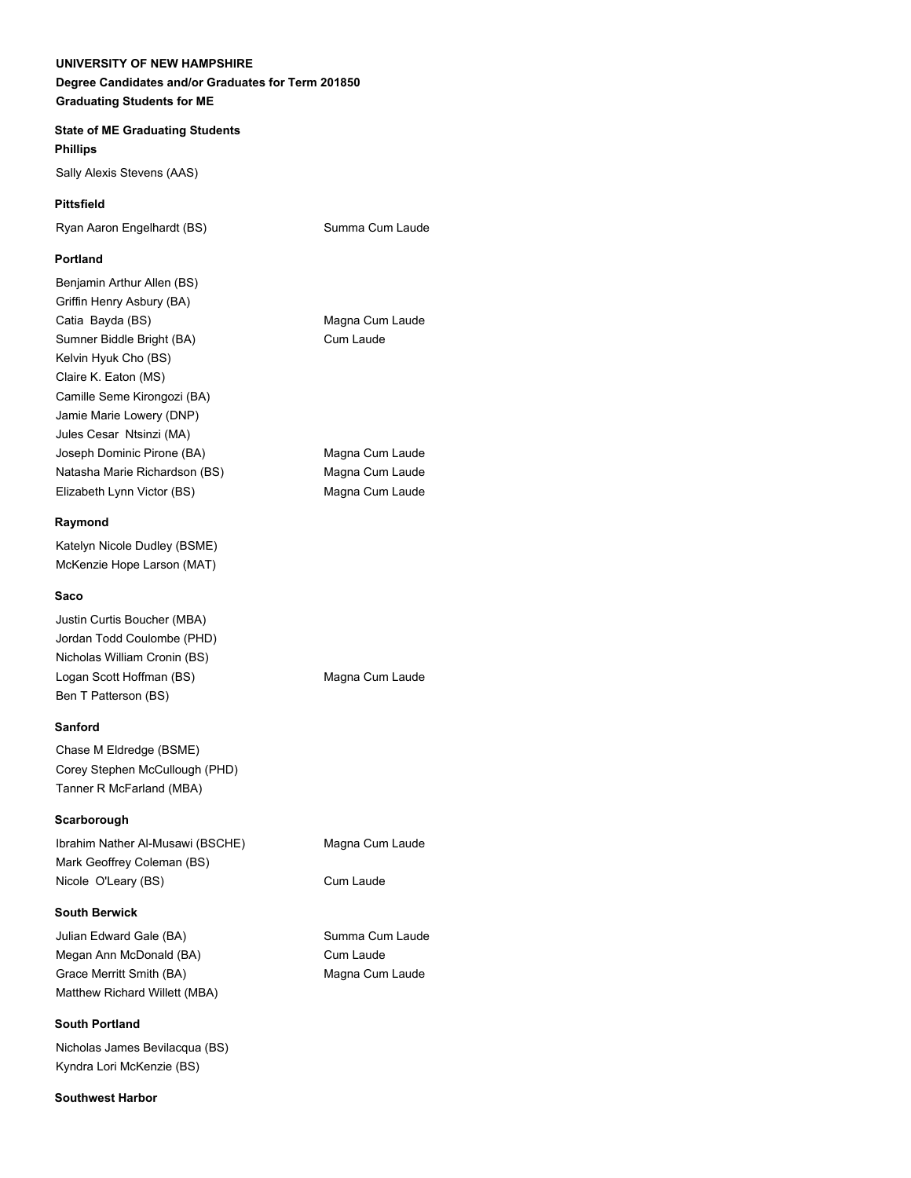**UNIVERSITY OF NEW HAMPSHIRE**

**Degree Candidates and/or Graduates for Term 201850**

**Graduating Students for ME**

**State of ME Graduating Students**

**Phillips**

Sally Alexis Stevens (AAS)

**Pittsfield**

| | |
|---|---|
| Ryan Aaron Engelhardt (BS) | Summa Cum Laude |

**Portland**

| | |
|---|---|
| Benjamin Arthur Allen (BS) | |
| Griffin Henry Asbury (BA) | |
| Catia Bayda (BS) | Magna Cum Laude |
| Sumner Biddle Bright (BA) | Cum Laude |
| Kelvin Hyuk Cho (BS) | |
| Claire K. Eaton (MS) | |
| Camille Seme Kirongozi (BA) | |
| Jamie Marie Lowery (DNP) | |
| Jules Cesar Ntsinzi (MA) | |
| Joseph Dominic Pirone (BA) | Magna Cum Laude |
| Natasha Marie Richardson (BS) | Magna Cum Laude |
| Elizabeth Lynn Victor (BS) | Magna Cum Laude |

**Raymond**

Katelyn Nicole Dudley (BSME)
McKenzie Hope Larson (MAT)

**Saco**

| | |
|---|---|
| Justin Curtis Boucher (MBA) | |
| Jordan Todd Coulombe (PHD) | |
| Nicholas William Cronin (BS) | |
| Logan Scott Hoffman (BS) | Magna Cum Laude |
| Ben T Patterson (BS) | |

**Sanford**

Chase M Eldredge (BSME)
Corey Stephen McCullough (PHD)
Tanner R McFarland (MBA)

**Scarborough**

| | |
|---|---|
| Ibrahim Nather Al-Musawi (BSCHE) | Magna Cum Laude |
| Mark Geoffrey Coleman (BS) | |
| Nicole O'Leary (BS) | Cum Laude |

**South Berwick**

| | |
|---|---|
| Julian Edward Gale (BA) | Summa Cum Laude |
| Megan Ann McDonald (BA) | Cum Laude |
| Grace Merritt Smith (BA) | Magna Cum Laude |
| Matthew Richard Willett (MBA) | |

**South Portland**

Nicholas James Bevilacqua (BS)
Kyndra Lori McKenzie (BS)

**Southwest Harbor**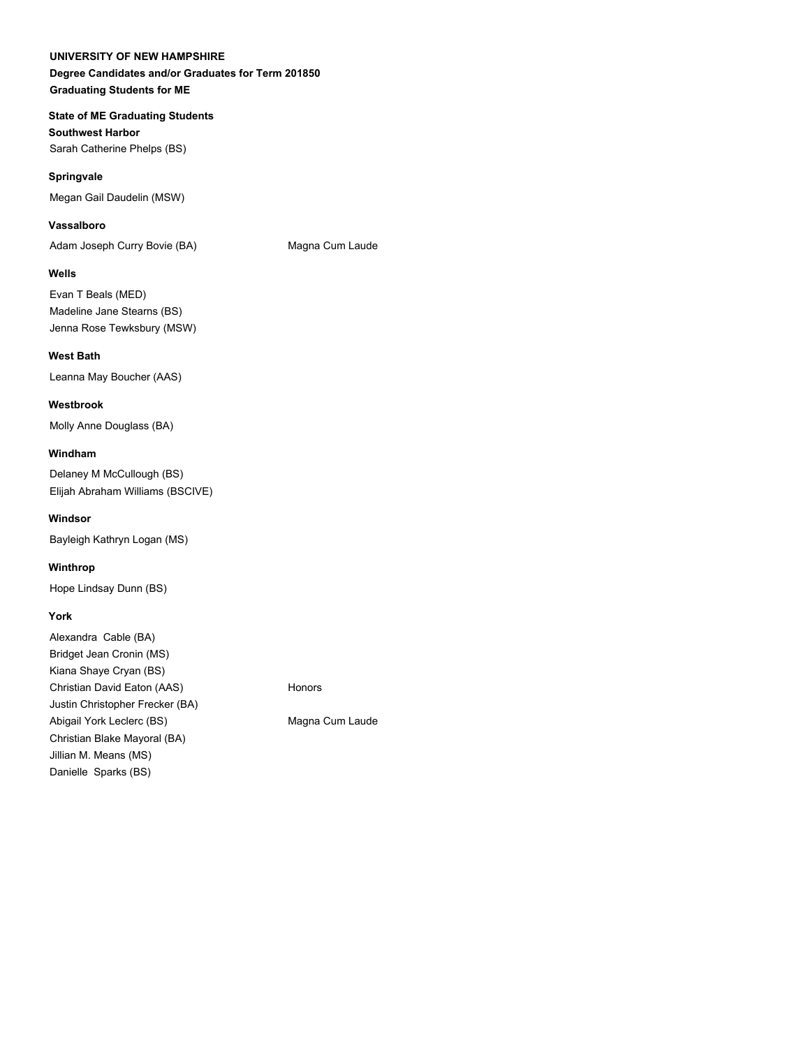**UNIVERSITY OF NEW HAMPSHIRE**

**Degree Candidates and/or Graduates for Term 201850**

**Graduating Students for ME**

**State of ME Graduating Students**

**Southwest Harbor**

Sarah Catherine Phelps (BS)

**Springvale**

Megan Gail Daudelin (MSW)

**Vassalboro**

| | |
|---|---|
| Adam Joseph Curry Bovie (BA) | Magna Cum Laude |

**Wells**

Evan T Beals (MED)
Madeline Jane Stearns (BS)
Jenna Rose Tewksbury (MSW)

**West Bath**

Leanna May Boucher (AAS)

**Westbrook**

Molly Anne Douglass (BA)

**Windham**

Delaney M McCullough (BS)
Elijah Abraham Williams (BSCIVE)

**Windsor**

Bayleigh Kathryn Logan (MS)

**Winthrop**

Hope Lindsay Dunn (BS)

**York**

| | |
|---|---|
| Alexandra Cable (BA) | |
| Bridget Jean Cronin (MS) | |
| Kiana Shaye Cryan (BS) | |
| Christian David Eaton (AAS) | Honors |
| Justin Christopher Frecker (BA) | |
| Abigail York Leclerc (BS) | Magna Cum Laude |
| Christian Blake Mayoral (BA) | |
| Jillian M. Means (MS) | |
| Danielle Sparks (BS) | |